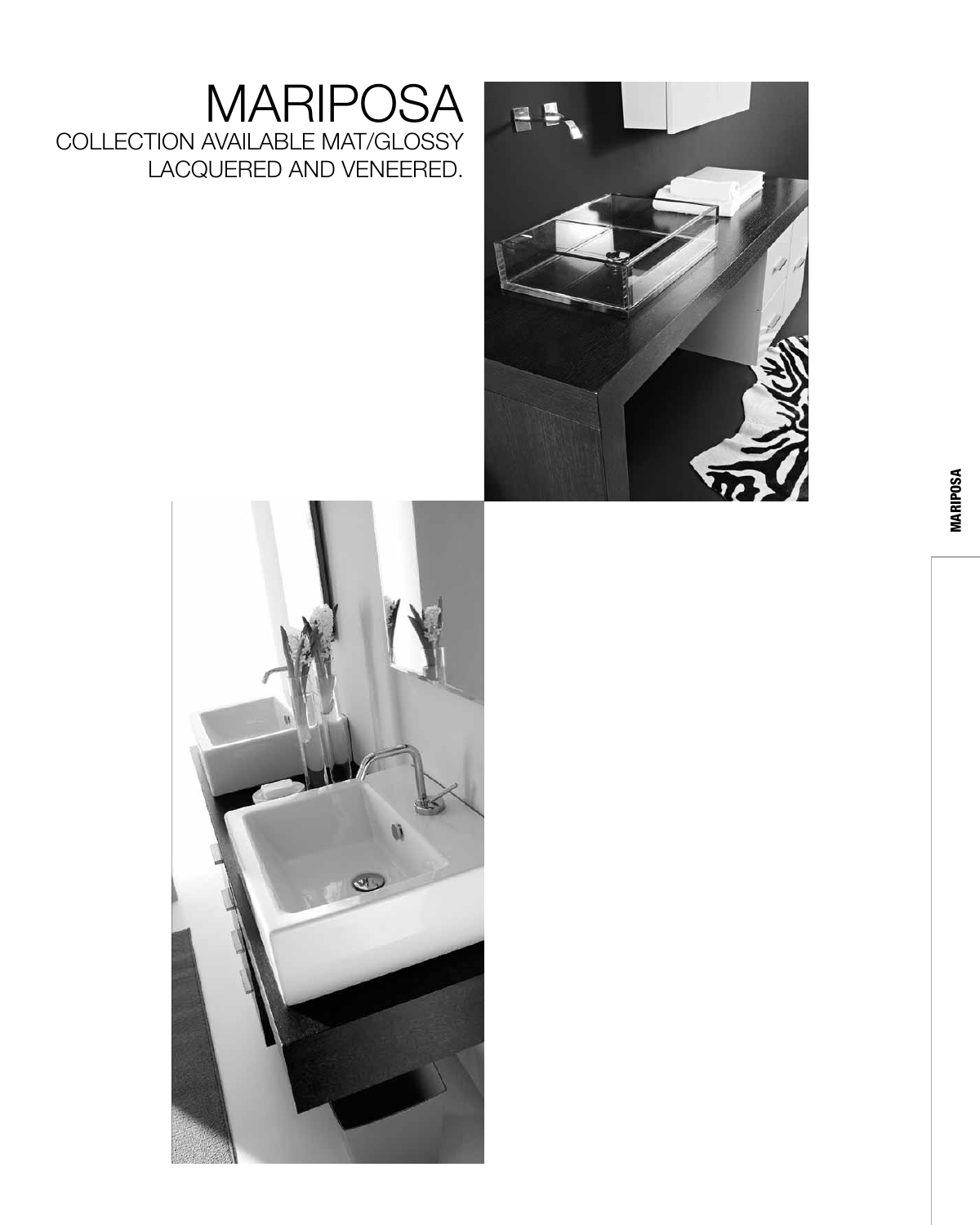# MARIPOSA

COLLECTION AVAILABLE MAT/GLOSSY LACQUERED AND VENEERED.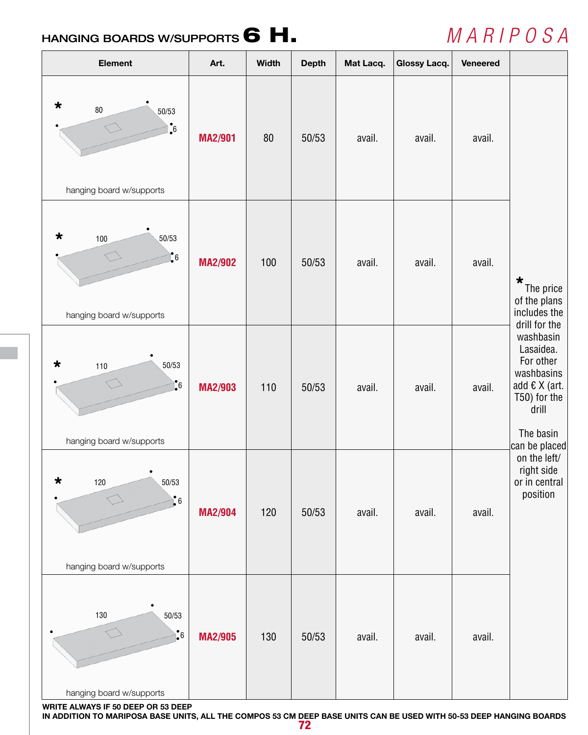## HANGING BOARDS W/SUPPORTS 6 H.

MARIPOSA

| Element | Art. | Width | Depth | Mat Lacq. | Glossy Lacq. | Veneered | |
|---|---|---|---|---|---|---|---|
| * 80 50/53 6 hanging board w/supports | MA2/901 | 80 | 50/53 | avail. | avail. | avail. | * The price of the plans includes the drill for the washbasin Lasaidea. For other washbasins add € X (art. T50) for the drill. The basin can be placed on the left/right side or in central position |
| * 100 50/53 6 hanging board w/supports | MA2/902 | 100 | 50/53 | avail. | avail. | avail. | |
| * 110 50/53 6 hanging board w/supports | MA2/903 | 110 | 50/53 | avail. | avail. | avail. | |
| * 120 50/53 6 hanging board w/supports | MA2/904 | 120 | 50/53 | avail. | avail. | avail. | |
| 130 50/53 6 hanging board w/supports | MA2/905 | 130 | 50/53 | avail. | avail. | avail. | |

**WRITE ALWAYS IF 50 DEEP OR 53 DEEP**

**IN ADDITION TO MARIPOSA BASE UNITS, ALL THE COMPOS 53 CM DEEP BASE UNITS CAN BE USED WITH 50-53 DEEP HANGING BOARDS**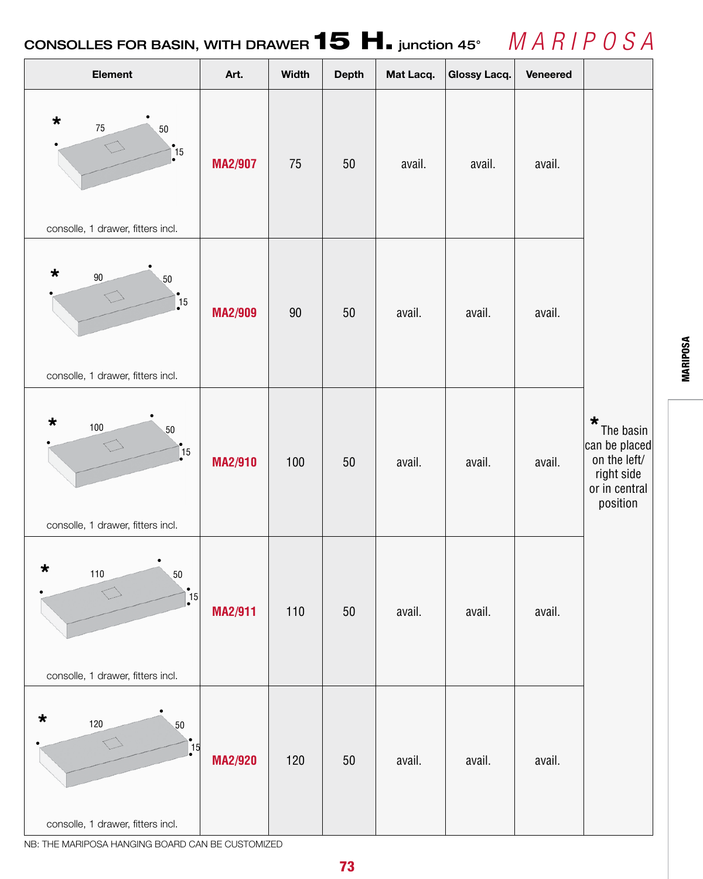## CONSOLLES FOR BASIN, WITH DRAWER 15 H. junction 45°

*MARIPOSA*

| Element | Art. | Width | Depth | Mat Lacq. | Glossy Lacq. | Veneered | |
|---|---|---|---|---|---|---|---|
| * 75 50 15 consolle, 1 drawer, fitters incl. | MA2/907 | 75 | 50 | avail. | avail. | avail. | * The basin can be placed on the left/ right side or in central position |
| * 90 50 15 consolle, 1 drawer, fitters incl. | MA2/909 | 90 | 50 | avail. | avail. | avail. | |
| * 100 50 15 consolle, 1 drawer, fitters incl. | MA2/910 | 100 | 50 | avail. | avail. | avail. | |
| * 110 50 15 consolle, 1 drawer, fitters incl. | MA2/911 | 110 | 50 | avail. | avail. | avail. | |
| * 120 50 15 consolle, 1 drawer, fitters incl. | MA2/920 | 120 | 50 | avail. | avail. | avail. | |

NB: THE MARIPOSA HANGING BOARD CAN BE CUSTOMIZED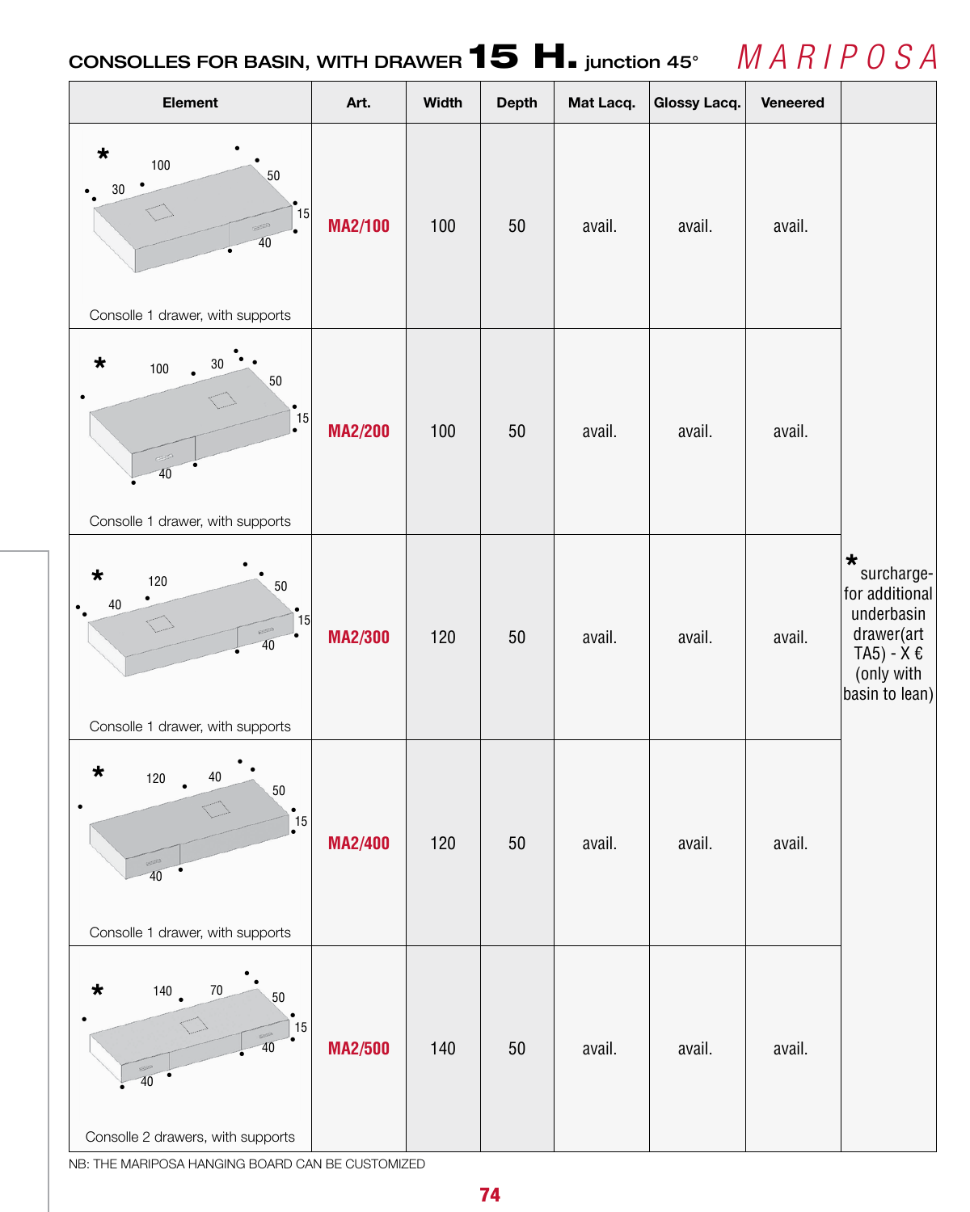# CONSOLLES FOR BASIN, WITH DRAWER 15 H. junction 45°

MARIPOSA

| Element | Art. | Width | Depth | Mat Lacq. | Glossy Lacq. | Veneered | |
|---|---|---|---|---|---|---|---|
| * 100 30 50 15 40 Consolle 1 drawer, with supports | MA2/100 | 100 | 50 | avail. | avail. | avail. | * surcharge- for additional underbasin drawer(art TA5) - X € (only with basin to lean) |
| * 100 30 50 15 40 Consolle 1 drawer, with supports | MA2/200 | 100 | 50 | avail. | avail. | avail. | |
| * 120 40 50 15 40 Consolle 1 drawer, with supports | MA2/300 | 120 | 50 | avail. | avail. | avail. | |
| * 120 40 50 15 40 Consolle 1 drawer, with supports | MA2/400 | 120 | 50 | avail. | avail. | avail. | |
| * 140 70 50 15 40 40 Consolle 2 drawers, with supports | MA2/500 | 140 | 50 | avail. | avail. | avail. | |

NB: THE MARIPOSA HANGING BOARD CAN BE CUSTOMIZED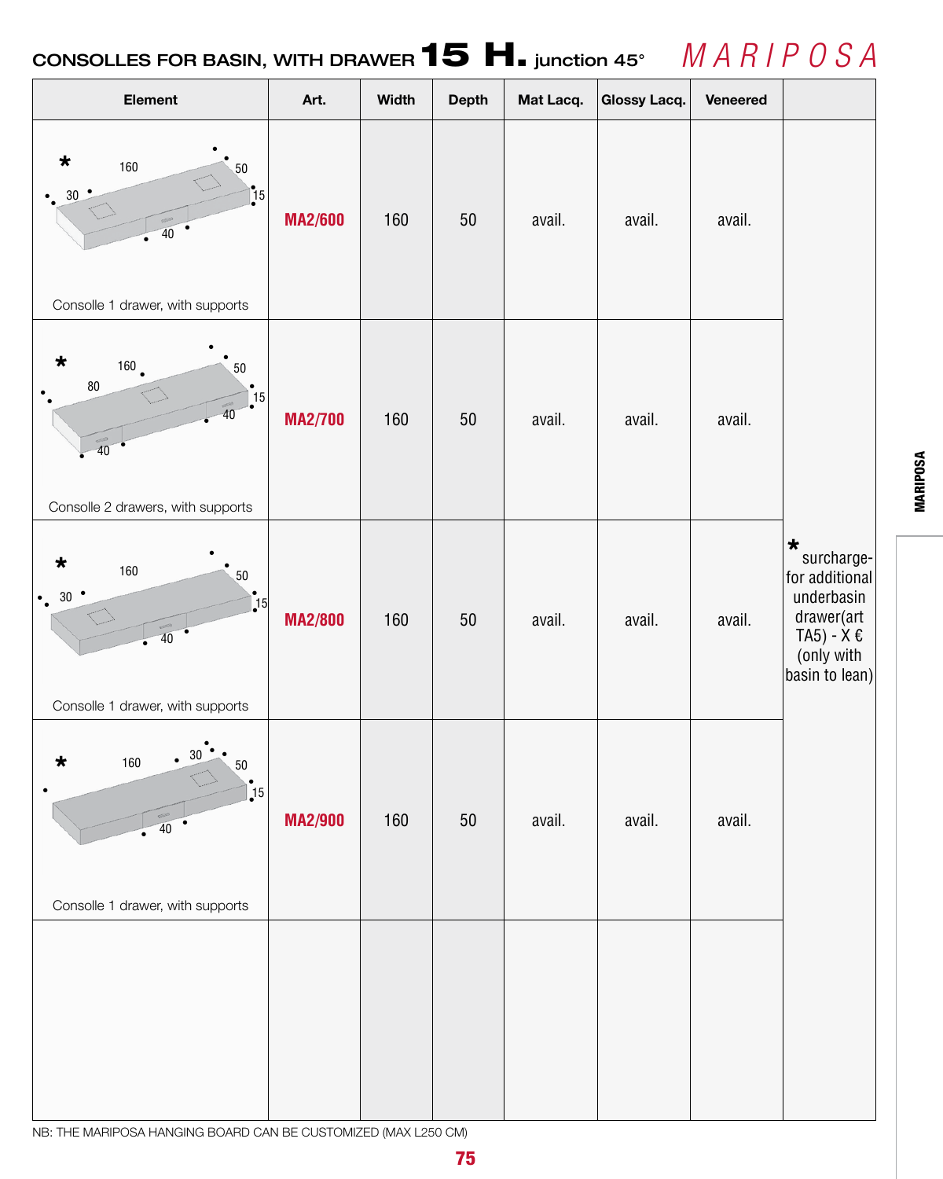# CONSOLLES FOR BASIN, WITH DRAWER 15 H. junction 45°

*MARIPOSA*

| Element | Art. | Width | Depth | Mat Lacq. | Glossy Lacq. | Veneered | |
|---|---|---|---|---|---|---|---|
| * 160 50 30 15 40 — Consolle 1 drawer, with supports | MA2/600 | 160 | 50 | avail. | avail. | avail. | * surcharge- for additional underbasin drawer(art TA5) - X € (only with basin to lean) |
| * 160 50 80 15 40 40 — Consolle 2 drawers, with supports | MA2/700 | 160 | 50 | avail. | avail. | avail. | |
| * 160 50 30 15 40 — Consolle 1 drawer, with supports | MA2/800 | 160 | 50 | avail. | avail. | avail. | |
| * 160 30 50 15 40 — Consolle 1 drawer, with supports | MA2/900 | 160 | 50 | avail. | avail. | avail. | |

NB: THE MARIPOSA HANGING BOARD CAN BE CUSTOMIZED (MAX L250 CM)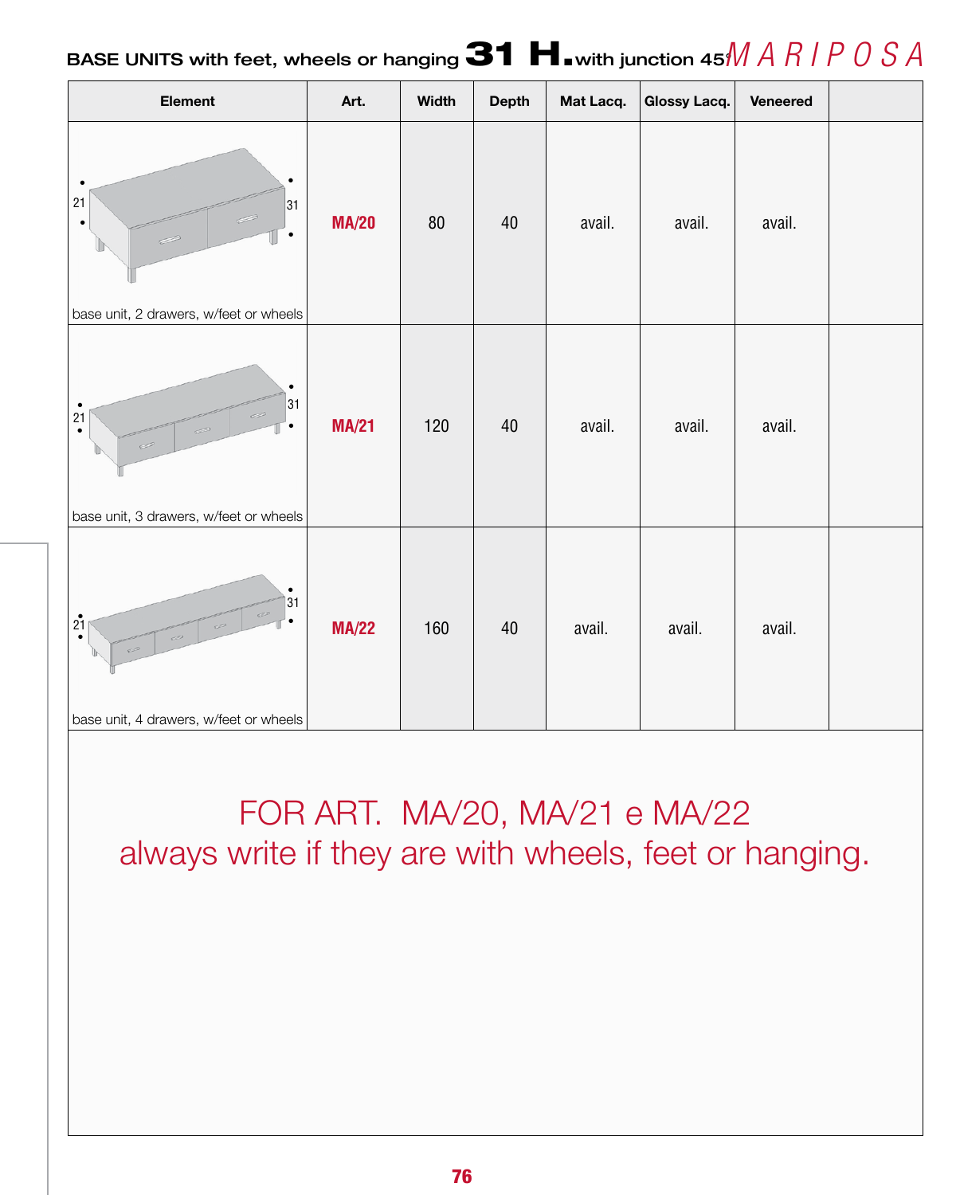# BASE UNITS with feet, wheels or hanging 31 H. with junction 45°

*MARIPOSA*

| Element | Art. | Width | Depth | Mat Lacq. | Glossy Lacq. | Veneered | |
|---|---|---|---|---|---|---|---|
| 21 / 31<br>base unit, 2 drawers, w/feet or wheels | **MA/20** | 80 | 40 | avail. | avail. | avail. | |
| 21 / 31<br>base unit, 3 drawers, w/feet or wheels | **MA/21** | 120 | 40 | avail. | avail. | avail. | |
| 21 / 31<br>base unit, 4 drawers, w/feet or wheels | **MA/22** | 160 | 40 | avail. | avail. | avail. | |

FOR ART. MA/20, MA/21 e MA/22
always write if they are with wheels, feet or hanging.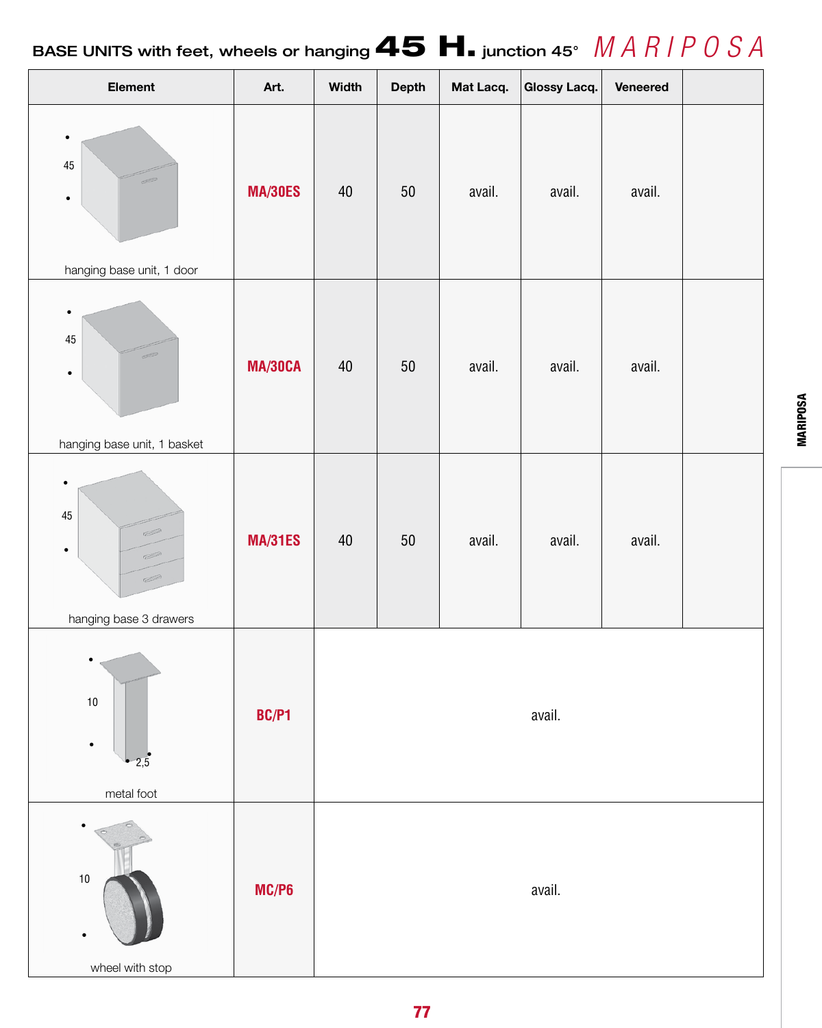# BASE UNITS with feet, wheels or hanging 45 H. junction 45° *MARIPOSA*

| Element | Art. | Width | Depth | Mat Lacq. | Glossy Lacq. | Veneered | |
|---|---|---|---|---|---|---|---|
| 45 hanging base unit, 1 door | MA/30ES | 40 | 50 | avail. | avail. | avail. | |
| 45 hanging base unit, 1 basket | MA/30CA | 40 | 50 | avail. | avail. | avail. | |
| 45 hanging base 3 drawers | MA/31ES | 40 | 50 | avail. | avail. | avail. | |
| 10 2,5 metal foot | BC/P1 | avail. | | | | | |
| 10 wheel with stop | MC/P6 | avail. | | | | | |

MARIPOSA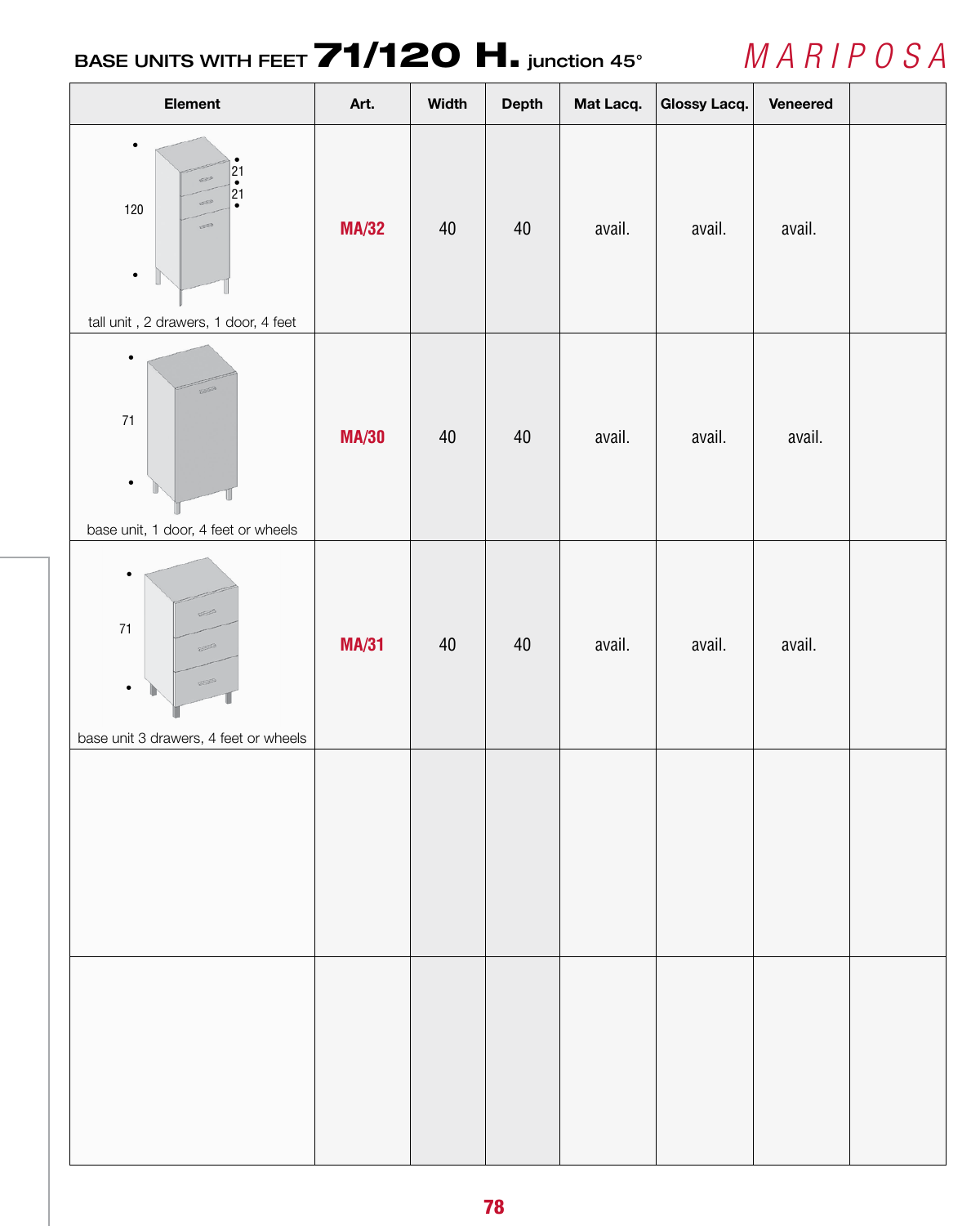## BASE UNITS WITH FEET 71/120 H. junction 45°

MARIPOSA

| Element | Art. | Width | Depth | Mat Lacq. | Glossy Lacq. | Veneered | |
|---|---|---|---|---|---|---|---|
| 120, 21, 21 — tall unit , 2 drawers, 1 door, 4 feet | MA/32 | 40 | 40 | avail. | avail. | avail. | |
| 71 — base unit, 1 door, 4 feet or wheels | MA/30 | 40 | 40 | avail. | avail. | avail. | |
| 71 — base unit 3 drawers, 4 feet or wheels | MA/31 | 40 | 40 | avail. | avail. | avail. | |
| | | | | | | | |
| | | | | | | | |